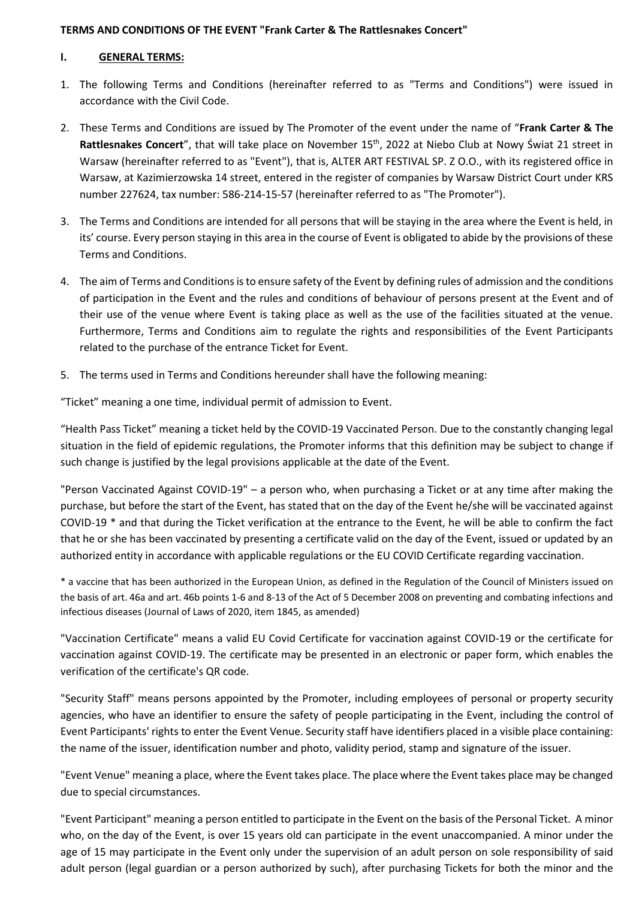**TERMS AND CONDITIONS OF THE EVENT "Frank Carter & The Rattlesnakes Concert"**

## I. GENERAL TERMS:

1. The following Terms and Conditions (hereinafter referred to as "Terms and Conditions") were issued in accordance with the Civil Code.

2. These Terms and Conditions are issued by The Promoter of the event under the name of "**Frank Carter & The Rattlesnakes Concert**", that will take place on November 15th, 2022 at Niebo Club at Nowy Świat 21 street in Warsaw (hereinafter referred to as "Event"), that is, ALTER ART FESTIVAL SP. Z O.O., with its registered office in Warsaw, at Kazimierzowska 14 street, entered in the register of companies by Warsaw District Court under KRS number 227624, tax number: 586-214-15-57 (hereinafter referred to as "The Promoter").

3. The Terms and Conditions are intended for all persons that will be staying in the area where the Event is held, in its' course. Every person staying in this area in the course of Event is obligated to abide by the provisions of these Terms and Conditions.

4. The aim of Terms and Conditions is to ensure safety of the Event by defining rules of admission and the conditions of participation in the Event and the rules and conditions of behaviour of persons present at the Event and of their use of the venue where Event is taking place as well as the use of the facilities situated at the venue. Furthermore, Terms and Conditions aim to regulate the rights and responsibilities of the Event Participants related to the purchase of the entrance Ticket for Event.

5. The terms used in Terms and Conditions hereunder shall have the following meaning:

"Ticket" meaning a one time, individual permit of admission to Event.

"Health Pass Ticket" meaning a ticket held by the COVID-19 Vaccinated Person. Due to the constantly changing legal situation in the field of epidemic regulations, the Promoter informs that this definition may be subject to change if such change is justified by the legal provisions applicable at the date of the Event.

"Person Vaccinated Against COVID-19" – a person who, when purchasing a Ticket or at any time after making the purchase, but before the start of the Event, has stated that on the day of the Event he/she will be vaccinated against COVID-19 * and that during the Ticket verification at the entrance to the Event, he will be able to confirm the fact that he or she has been vaccinated by presenting a certificate valid on the day of the Event, issued or updated by an authorized entity in accordance with applicable regulations or the EU COVID Certificate regarding vaccination.

* a vaccine that has been authorized in the European Union, as defined in the Regulation of the Council of Ministers issued on the basis of art. 46a and art. 46b points 1-6 and 8-13 of the Act of 5 December 2008 on preventing and combating infections and infectious diseases (Journal of Laws of 2020, item 1845, as amended)

"Vaccination Certificate" means a valid EU Covid Certificate for vaccination against COVID-19 or the certificate for vaccination against COVID-19. The certificate may be presented in an electronic or paper form, which enables the verification of the certificate's QR code.

"Security Staff" means persons appointed by the Promoter, including employees of personal or property security agencies, who have an identifier to ensure the safety of people participating in the Event, including the control of Event Participants' rights to enter the Event Venue. Security staff have identifiers placed in a visible place containing: the name of the issuer, identification number and photo, validity period, stamp and signature of the issuer.

"Event Venue" meaning a place, where the Event takes place. The place where the Event takes place may be changed due to special circumstances.

"Event Participant" meaning a person entitled to participate in the Event on the basis of the Personal Ticket. A minor who, on the day of the Event, is over 15 years old can participate in the event unaccompanied. A minor under the age of 15 may participate in the Event only under the supervision of an adult person on sole responsibility of said adult person (legal guardian or a person authorized by such), after purchasing Tickets for both the minor and the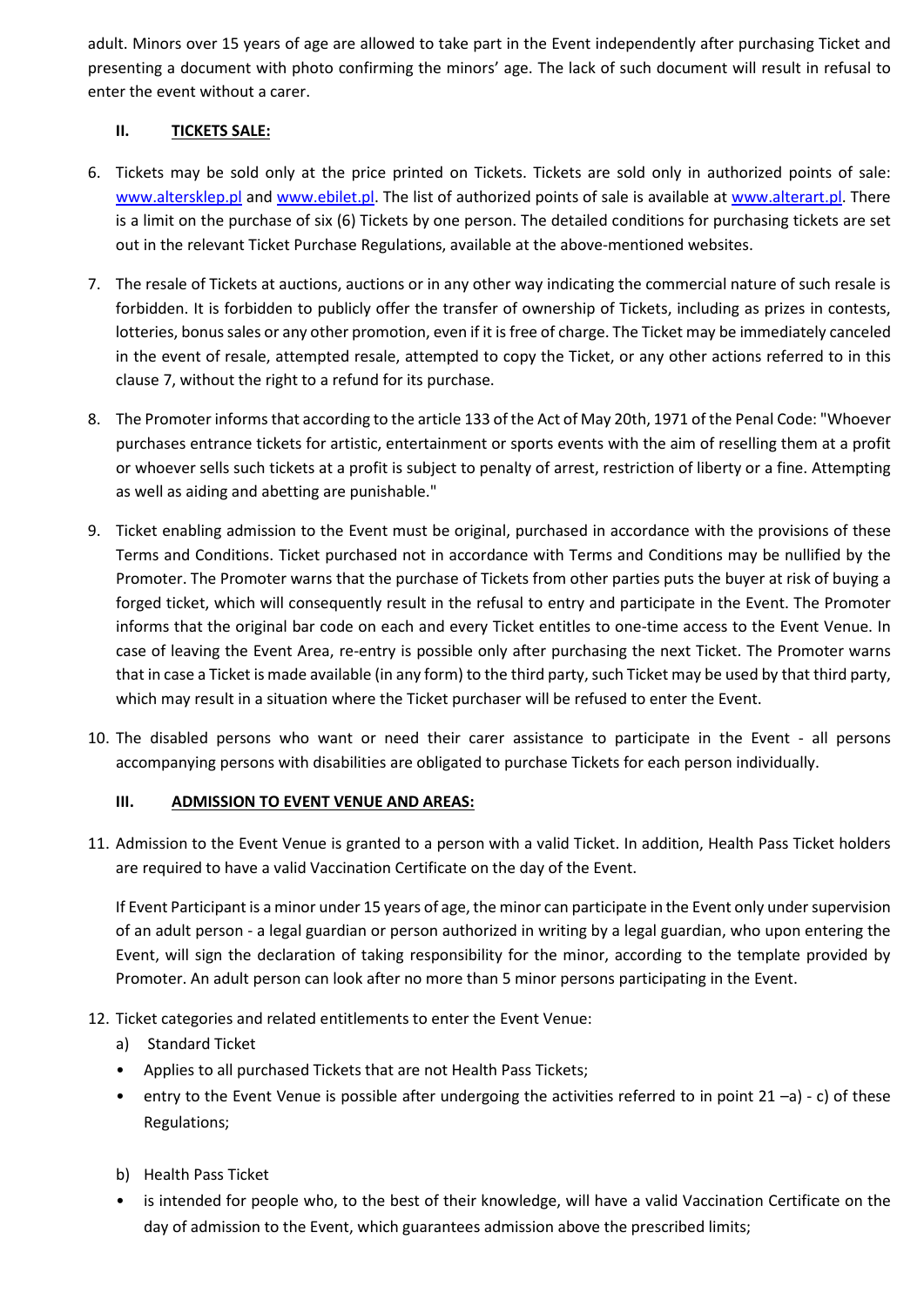adult. Minors over 15 years of age are allowed to take part in the Event independently after purchasing Ticket and presenting a document with photo confirming the minors' age. The lack of such document will result in refusal to enter the event without a carer.

## II. TICKETS SALE:

6. Tickets may be sold only at the price printed on Tickets. Tickets are sold only in authorized points of sale: www.altersklep.pl and www.ebilet.pl. The list of authorized points of sale is available at www.alterart.pl. There is a limit on the purchase of six (6) Tickets by one person. The detailed conditions for purchasing tickets are set out in the relevant Ticket Purchase Regulations, available at the above-mentioned websites.

7. The resale of Tickets at auctions, auctions or in any other way indicating the commercial nature of such resale is forbidden. It is forbidden to publicly offer the transfer of ownership of Tickets, including as prizes in contests, lotteries, bonus sales or any other promotion, even if it is free of charge. The Ticket may be immediately canceled in the event of resale, attempted resale, attempted to copy the Ticket, or any other actions referred to in this clause 7, without the right to a refund for its purchase.

8. The Promoter informs that according to the article 133 of the Act of May 20th, 1971 of the Penal Code: "Whoever purchases entrance tickets for artistic, entertainment or sports events with the aim of reselling them at a profit or whoever sells such tickets at a profit is subject to penalty of arrest, restriction of liberty or a fine. Attempting as well as aiding and abetting are punishable."

9. Ticket enabling admission to the Event must be original, purchased in accordance with the provisions of these Terms and Conditions. Ticket purchased not in accordance with Terms and Conditions may be nullified by the Promoter. The Promoter warns that the purchase of Tickets from other parties puts the buyer at risk of buying a forged ticket, which will consequently result in the refusal to entry and participate in the Event. The Promoter informs that the original bar code on each and every Ticket entitles to one-time access to the Event Venue. In case of leaving the Event Area, re-entry is possible only after purchasing the next Ticket. The Promoter warns that in case a Ticket is made available (in any form) to the third party, such Ticket may be used by that third party, which may result in a situation where the Ticket purchaser will be refused to enter the Event.

10. The disabled persons who want or need their carer assistance to participate in the Event - all persons accompanying persons with disabilities are obligated to purchase Tickets for each person individually.

## III. ADMISSION TO EVENT VENUE AND AREAS:

11. Admission to the Event Venue is granted to a person with a valid Ticket. In addition, Health Pass Ticket holders are required to have a valid Vaccination Certificate on the day of the Event.

    If Event Participant is a minor under 15 years of age, the minor can participate in the Event only under supervision of an adult person - a legal guardian or person authorized in writing by a legal guardian, who upon entering the Event, will sign the declaration of taking responsibility for the minor, according to the template provided by Promoter. An adult person can look after no more than 5 minor persons participating in the Event.

12. Ticket categories and related entitlements to enter the Event Venue:
    a) Standard Ticket
    - Applies to all purchased Tickets that are not Health Pass Tickets;
    - entry to the Event Venue is possible after undergoing the activities referred to in point 21 –a) - c) of these Regulations;

    b) Health Pass Ticket
    - is intended for people who, to the best of their knowledge, will have a valid Vaccination Certificate on the day of admission to the Event, which guarantees admission above the prescribed limits;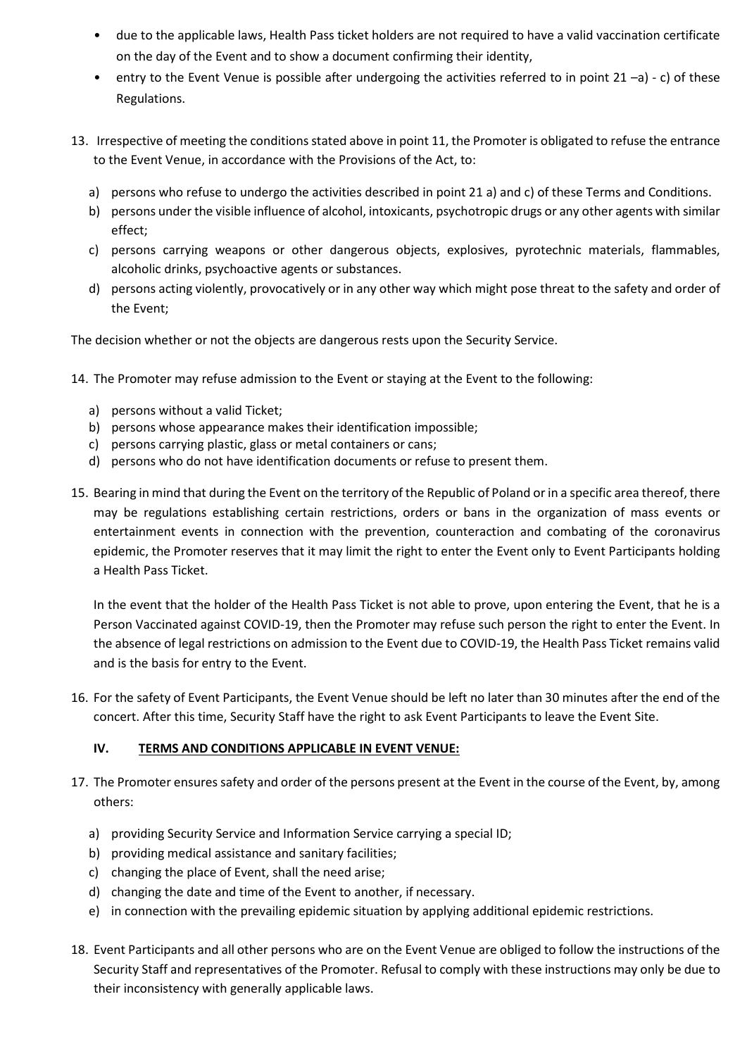- due to the applicable laws, Health Pass ticket holders are not required to have a valid vaccination certificate on the day of the Event and to show a document confirming their identity,
- entry to the Event Venue is possible after undergoing the activities referred to in point 21 –a) - c) of these Regulations.

13. Irrespective of meeting the conditions stated above in point 11, the Promoter is obligated to refuse the entrance to the Event Venue, in accordance with the Provisions of the Act, to:

    a) persons who refuse to undergo the activities described in point 21 a) and c) of these Terms and Conditions.
    b) persons under the visible influence of alcohol, intoxicants, psychotropic drugs or any other agents with similar effect;
    c) persons carrying weapons or other dangerous objects, explosives, pyrotechnic materials, flammables, alcoholic drinks, psychoactive agents or substances.
    d) persons acting violently, provocatively or in any other way which might pose threat to the safety and order of the Event;

The decision whether or not the objects are dangerous rests upon the Security Service.

14. The Promoter may refuse admission to the Event or staying at the Event to the following:

    a) persons without a valid Ticket;
    b) persons whose appearance makes their identification impossible;
    c) persons carrying plastic, glass or metal containers or cans;
    d) persons who do not have identification documents or refuse to present them.

15. Bearing in mind that during the Event on the territory of the Republic of Poland or in a specific area thereof, there may be regulations establishing certain restrictions, orders or bans in the organization of mass events or entertainment events in connection with the prevention, counteraction and combating of the coronavirus epidemic, the Promoter reserves that it may limit the right to enter the Event only to Event Participants holding a Health Pass Ticket.

    In the event that the holder of the Health Pass Ticket is not able to prove, upon entering the Event, that he is a Person Vaccinated against COVID-19, then the Promoter may refuse such person the right to enter the Event. In the absence of legal restrictions on admission to the Event due to COVID-19, the Health Pass Ticket remains valid and is the basis for entry to the Event.

16. For the safety of Event Participants, the Event Venue should be left no later than 30 minutes after the end of the concert. After this time, Security Staff have the right to ask Event Participants to leave the Event Site.

## IV. <u>TERMS AND CONDITIONS APPLICABLE IN EVENT VENUE:</u>

17. The Promoter ensures safety and order of the persons present at the Event in the course of the Event, by, among others:

    a) providing Security Service and Information Service carrying a special ID;
    b) providing medical assistance and sanitary facilities;
    c) changing the place of Event, shall the need arise;
    d) changing the date and time of the Event to another, if necessary.
    e) in connection with the prevailing epidemic situation by applying additional epidemic restrictions.

18. Event Participants and all other persons who are on the Event Venue are obliged to follow the instructions of the Security Staff and representatives of the Promoter. Refusal to comply with these instructions may only be due to their inconsistency with generally applicable laws.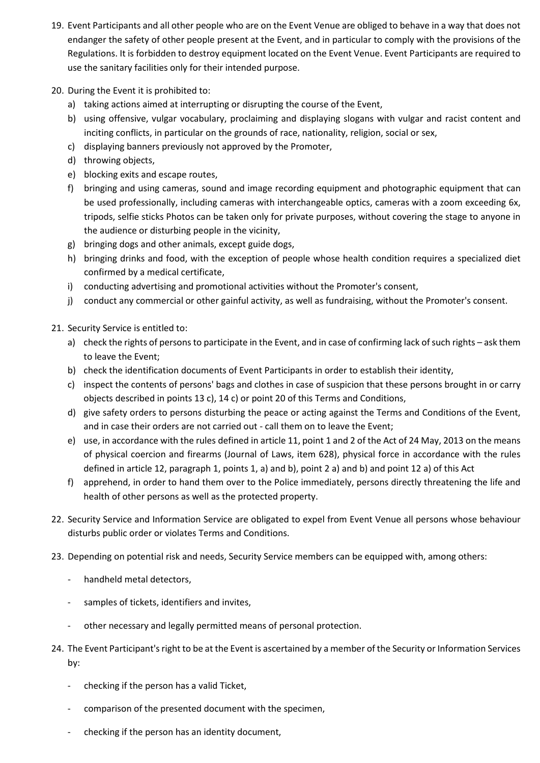19. Event Participants and all other people who are on the Event Venue are obliged to behave in a way that does not endanger the safety of other people present at the Event, and in particular to comply with the provisions of the Regulations. It is forbidden to destroy equipment located on the Event Venue. Event Participants are required to use the sanitary facilities only for their intended purpose.

20. During the Event it is prohibited to:
    a) taking actions aimed at interrupting or disrupting the course of the Event,
    b) using offensive, vulgar vocabulary, proclaiming and displaying slogans with vulgar and racist content and inciting conflicts, in particular on the grounds of race, nationality, religion, social or sex,
    c) displaying banners previously not approved by the Promoter,
    d) throwing objects,
    e) blocking exits and escape routes,
    f) bringing and using cameras, sound and image recording equipment and photographic equipment that can be used professionally, including cameras with interchangeable optics, cameras with a zoom exceeding 6x, tripods, selfie sticks Photos can be taken only for private purposes, without covering the stage to anyone in the audience or disturbing people in the vicinity,
    g) bringing dogs and other animals, except guide dogs,
    h) bringing drinks and food, with the exception of people whose health condition requires a specialized diet confirmed by a medical certificate,
    i) conducting advertising and promotional activities without the Promoter's consent,
    j) conduct any commercial or other gainful activity, as well as fundraising, without the Promoter's consent.

21. Security Service is entitled to:
    a) check the rights of persons to participate in the Event, and in case of confirming lack of such rights – ask them to leave the Event;
    b) check the identification documents of Event Participants in order to establish their identity,
    c) inspect the contents of persons' bags and clothes in case of suspicion that these persons brought in or carry objects described in points 13 c), 14 c) or point 20 of this Terms and Conditions,
    d) give safety orders to persons disturbing the peace or acting against the Terms and Conditions of the Event, and in case their orders are not carried out - call them on to leave the Event;
    e) use, in accordance with the rules defined in article 11, point 1 and 2 of the Act of 24 May, 2013 on the means of physical coercion and firearms (Journal of Laws, item 628), physical force in accordance with the rules defined in article 12, paragraph 1, points 1, a) and b), point 2 a) and b) and point 12 a) of this Act
    f) apprehend, in order to hand them over to the Police immediately, persons directly threatening the life and health of other persons as well as the protected property.

22. Security Service and Information Service are obligated to expel from Event Venue all persons whose behaviour disturbs public order or violates Terms and Conditions.

23. Depending on potential risk and needs, Security Service members can be equipped with, among others:
    - handheld metal detectors,
    - samples of tickets, identifiers and invites,
    - other necessary and legally permitted means of personal protection.

24. The Event Participant's right to be at the Event is ascertained by a member of the Security or Information Services by:
    - checking if the person has a valid Ticket,
    - comparison of the presented document with the specimen,
    - checking if the person has an identity document,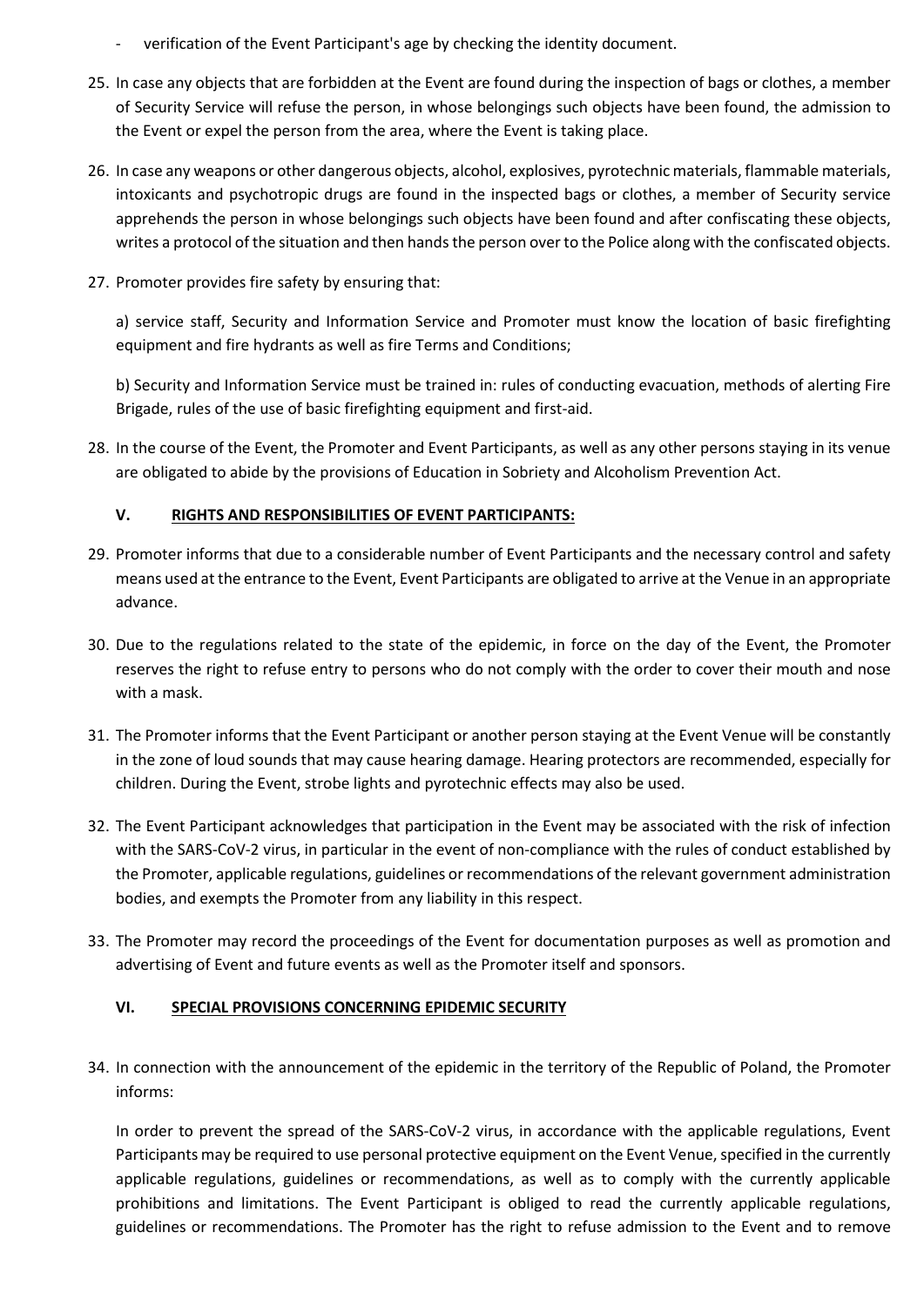- verification of the Event Participant's age by checking the identity document.

25. In case any objects that are forbidden at the Event are found during the inspection of bags or clothes, a member of Security Service will refuse the person, in whose belongings such objects have been found, the admission to the Event or expel the person from the area, where the Event is taking place.

26. In case any weapons or other dangerous objects, alcohol, explosives, pyrotechnic materials, flammable materials, intoxicants and psychotropic drugs are found in the inspected bags or clothes, a member of Security service apprehends the person in whose belongings such objects have been found and after confiscating these objects, writes a protocol of the situation and then hands the person over to the Police along with the confiscated objects.

27. Promoter provides fire safety by ensuring that:

    a) service staff, Security and Information Service and Promoter must know the location of basic firefighting equipment and fire hydrants as well as fire Terms and Conditions;

    b) Security and Information Service must be trained in: rules of conducting evacuation, methods of alerting Fire Brigade, rules of the use of basic firefighting equipment and first-aid.

28. In the course of the Event, the Promoter and Event Participants, as well as any other persons staying in its venue are obligated to abide by the provisions of Education in Sobriety and Alcoholism Prevention Act.

## V. RIGHTS AND RESPONSIBILITIES OF EVENT PARTICIPANTS:

29. Promoter informs that due to a considerable number of Event Participants and the necessary control and safety means used at the entrance to the Event, Event Participants are obligated to arrive at the Venue in an appropriate advance.

30. Due to the regulations related to the state of the epidemic, in force on the day of the Event, the Promoter reserves the right to refuse entry to persons who do not comply with the order to cover their mouth and nose with a mask.

31. The Promoter informs that the Event Participant or another person staying at the Event Venue will be constantly in the zone of loud sounds that may cause hearing damage. Hearing protectors are recommended, especially for children. During the Event, strobe lights and pyrotechnic effects may also be used.

32. The Event Participant acknowledges that participation in the Event may be associated with the risk of infection with the SARS-CoV-2 virus, in particular in the event of non-compliance with the rules of conduct established by the Promoter, applicable regulations, guidelines or recommendations of the relevant government administration bodies, and exempts the Promoter from any liability in this respect.

33. The Promoter may record the proceedings of the Event for documentation purposes as well as promotion and advertising of Event and future events as well as the Promoter itself and sponsors.

## VI. SPECIAL PROVISIONS CONCERNING EPIDEMIC SECURITY

34. In connection with the announcement of the epidemic in the territory of the Republic of Poland, the Promoter informs:

    In order to prevent the spread of the SARS-CoV-2 virus, in accordance with the applicable regulations, Event Participants may be required to use personal protective equipment on the Event Venue, specified in the currently applicable regulations, guidelines or recommendations, as well as to comply with the currently applicable prohibitions and limitations. The Event Participant is obliged to read the currently applicable regulations, guidelines or recommendations. The Promoter has the right to refuse admission to the Event and to remove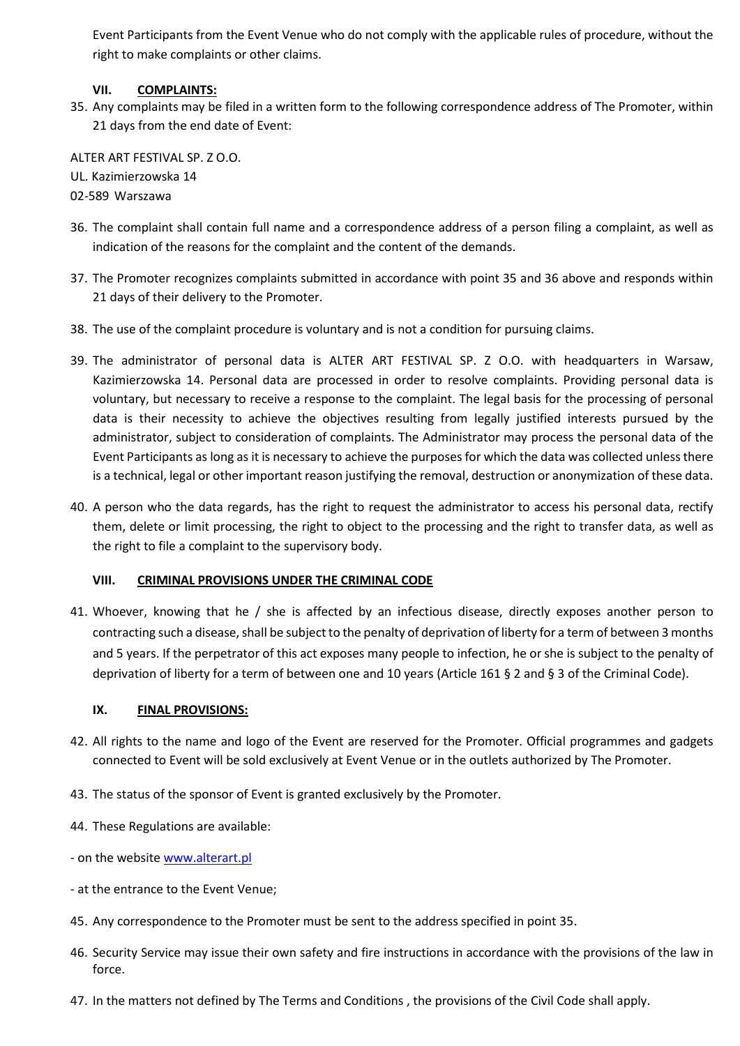Event Participants from the Event Venue who do not comply with the applicable rules of procedure, without the right to make complaints or other claims.

## VII. COMPLAINTS:

35. Any complaints may be filed in a written form to the following correspondence address of The Promoter, within 21 days from the end date of Event:

ALTER ART FESTIVAL SP. Z O.O.
UL. Kazimierzowska 14
02-589 Warszawa

36. The complaint shall contain full name and a correspondence address of a person filing a complaint, as well as indication of the reasons for the complaint and the content of the demands.
37. The Promoter recognizes complaints submitted in accordance with point 35 and 36 above and responds within 21 days of their delivery to the Promoter.
38. The use of the complaint procedure is voluntary and is not a condition for pursuing claims.
39. The administrator of personal data is ALTER ART FESTIVAL SP. Z O.O. with headquarters in Warsaw, Kazimierzowska 14. Personal data are processed in order to resolve complaints. Providing personal data is voluntary, but necessary to receive a response to the complaint. The legal basis for the processing of personal data is their necessity to achieve the objectives resulting from legally justified interests pursued by the administrator, subject to consideration of complaints. The Administrator may process the personal data of the Event Participants as long as it is necessary to achieve the purposes for which the data was collected unless there is a technical, legal or other important reason justifying the removal, destruction or anonymization of these data.
40. A person who the data regards, has the right to request the administrator to access his personal data, rectify them, delete or limit processing, the right to object to the processing and the right to transfer data, as well as the right to file a complaint to the supervisory body.

## VIII. CRIMINAL PROVISIONS UNDER THE CRIMINAL CODE

41. Whoever, knowing that he / she is affected by an infectious disease, directly exposes another person to contracting such a disease, shall be subject to the penalty of deprivation of liberty for a term of between 3 months and 5 years. If the perpetrator of this act exposes many people to infection, he or she is subject to the penalty of deprivation of liberty for a term of between one and 10 years (Article 161 § 2 and § 3 of the Criminal Code).

## IX. FINAL PROVISIONS:

42. All rights to the name and logo of the Event are reserved for the Promoter. Official programmes and gadgets connected to Event will be sold exclusively at Event Venue or in the outlets authorized by The Promoter.
43. The status of the sponsor of Event is granted exclusively by the Promoter.
44. These Regulations are available:

- on the website www.alterart.pl
- at the entrance to the Event Venue;

45. Any correspondence to the Promoter must be sent to the address specified in point 35.
46. Security Service may issue their own safety and fire instructions in accordance with the provisions of the law in force.
47. In the matters not defined by The Terms and Conditions , the provisions of the Civil Code shall apply.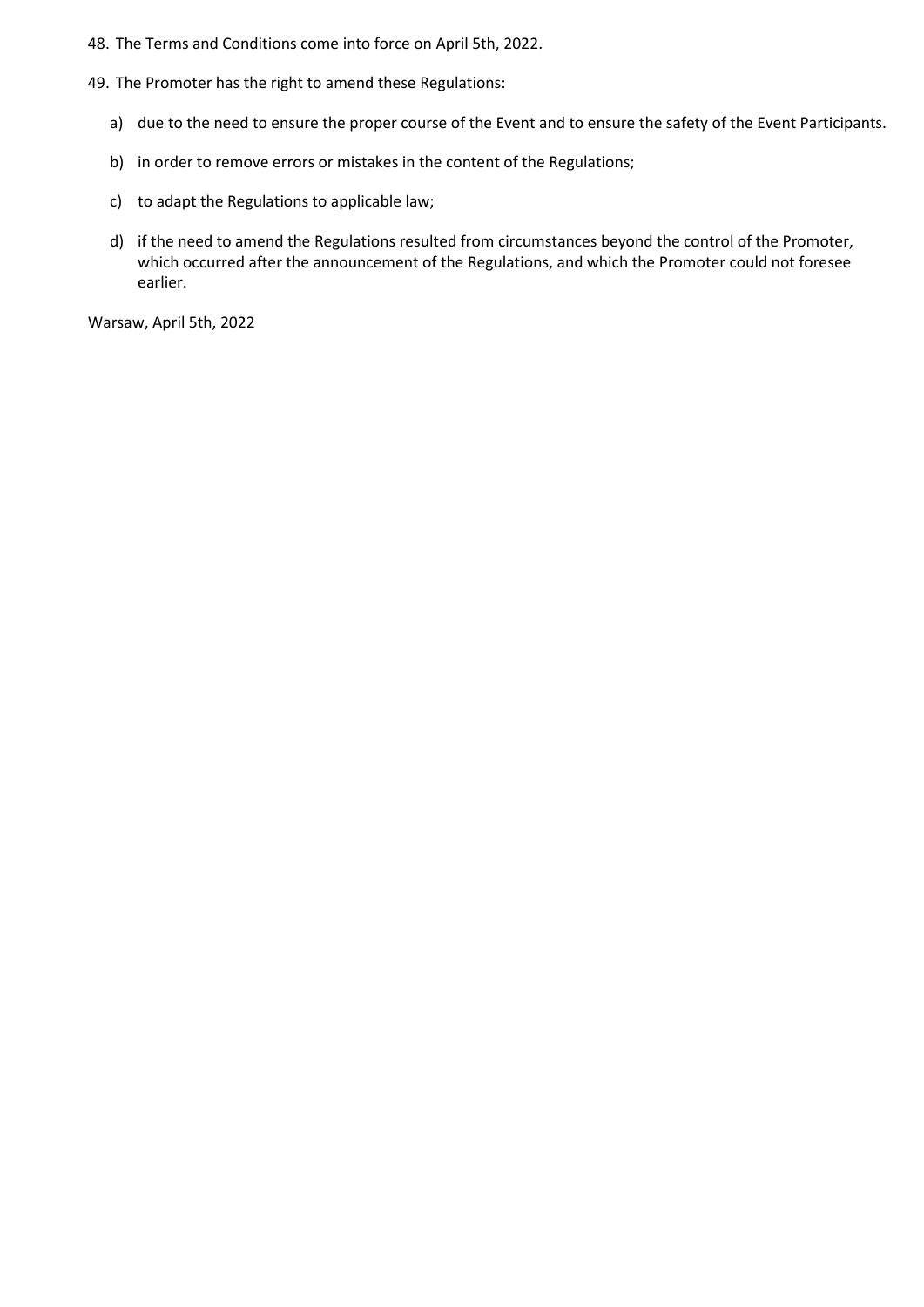48. The Terms and Conditions come into force on April 5th, 2022.

49. The Promoter has the right to amend these Regulations:

    a) due to the need to ensure the proper course of the Event and to ensure the safety of the Event Participants.

    b) in order to remove errors or mistakes in the content of the Regulations;

    c) to adapt the Regulations to applicable law;

    d) if the need to amend the Regulations resulted from circumstances beyond the control of the Promoter, which occurred after the announcement of the Regulations, and which the Promoter could not foresee earlier.

Warsaw, April 5th, 2022